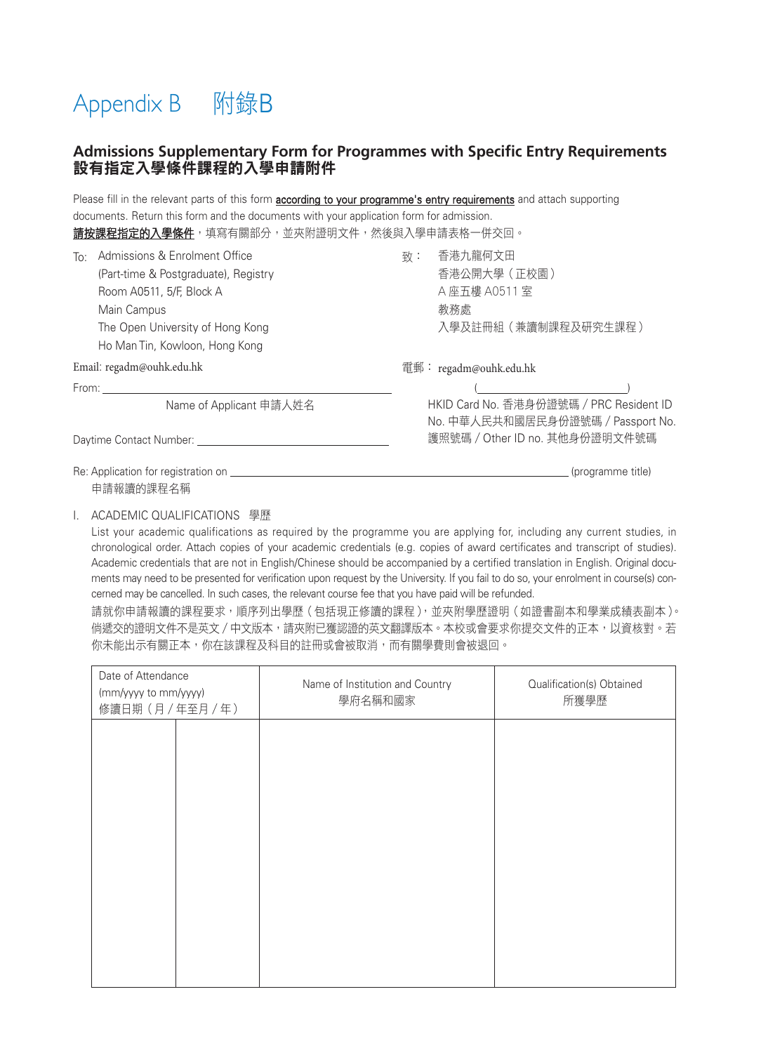# Appendix B 附錄B

## Admissions Supplementary Form for Programmes with Specific Entry Requirements
## 設有指定入學條件課程的入學申請附件

Please fill in the relevant parts of this form **according to your programme's entry requirements** and attach supporting documents. Return this form and the documents with your application form for admission.

**請按課程指定的入學條件**，填寫有關部分，並夾附證明文件，然後與入學申請表格一併交回。

To: Admissions & Enrolment Office
(Part-time & Postgraduate), Registry
Room A0511, 5/F, Block A
Main Campus
The Open University of Hong Kong
Ho Man Tin, Kowloon, Hong Kong

Email: regadm@ouhk.edu.hk

致： 香港九龍何文田
香港公開大學（正校園）
A座五樓A0511室
教務處
入學及註冊組（兼讀制課程及研究生課程）

電郵： regadm@ouhk.edu.hk

From: ______________________________
Name of Applicant 申請人姓名

(______________________)
HKID Card No. 香港身份證號碼 / PRC Resident ID No. 中華人民共和國居民身份證號碼 / Passport No. 護照號碼 / Other ID no. 其他身份證明文件號碼

Daytime Contact Number: ______________________________

Re: Application for registration on ______________________________ (programme title)
申請報讀的課程名稱

I. ACADEMIC QUALIFICATIONS 學歷

List your academic qualifications as required by the programme you are applying for, including any current studies, in chronological order. Attach copies of your academic credentials (e.g. copies of award certificates and transcript of studies). Academic credentials that are not in English/Chinese should be accompanied by a certified translation in English. Original documents may need to be presented for verification upon request by the University. If you fail to do so, your enrolment in course(s) concerned may be cancelled. In such cases, the relevant course fee that you have paid will be refunded.

請就你申請報讀的課程要求，順序列出學歷（包括現正修讀的課程），並夾附學歷證明（如證書副本和學業成績表副本）。倘遞交的證明文件不是英文／中文版本，請夾附已獲認證的英文翻譯版本。本校或會要求你提交文件的正本，以資核對。若你未能出示有關正本，你在該課程及科目的註冊或會被取消，而有關學費則會被退回。

| Date of Attendance (mm/yyyy to mm/yyyy) 修讀日期（月／年至月／年） | | Name of Institution and Country 學府名稱和國家 | Qualification(s) Obtained 所獲學歷 |
|---|---|---|---|
| | | | |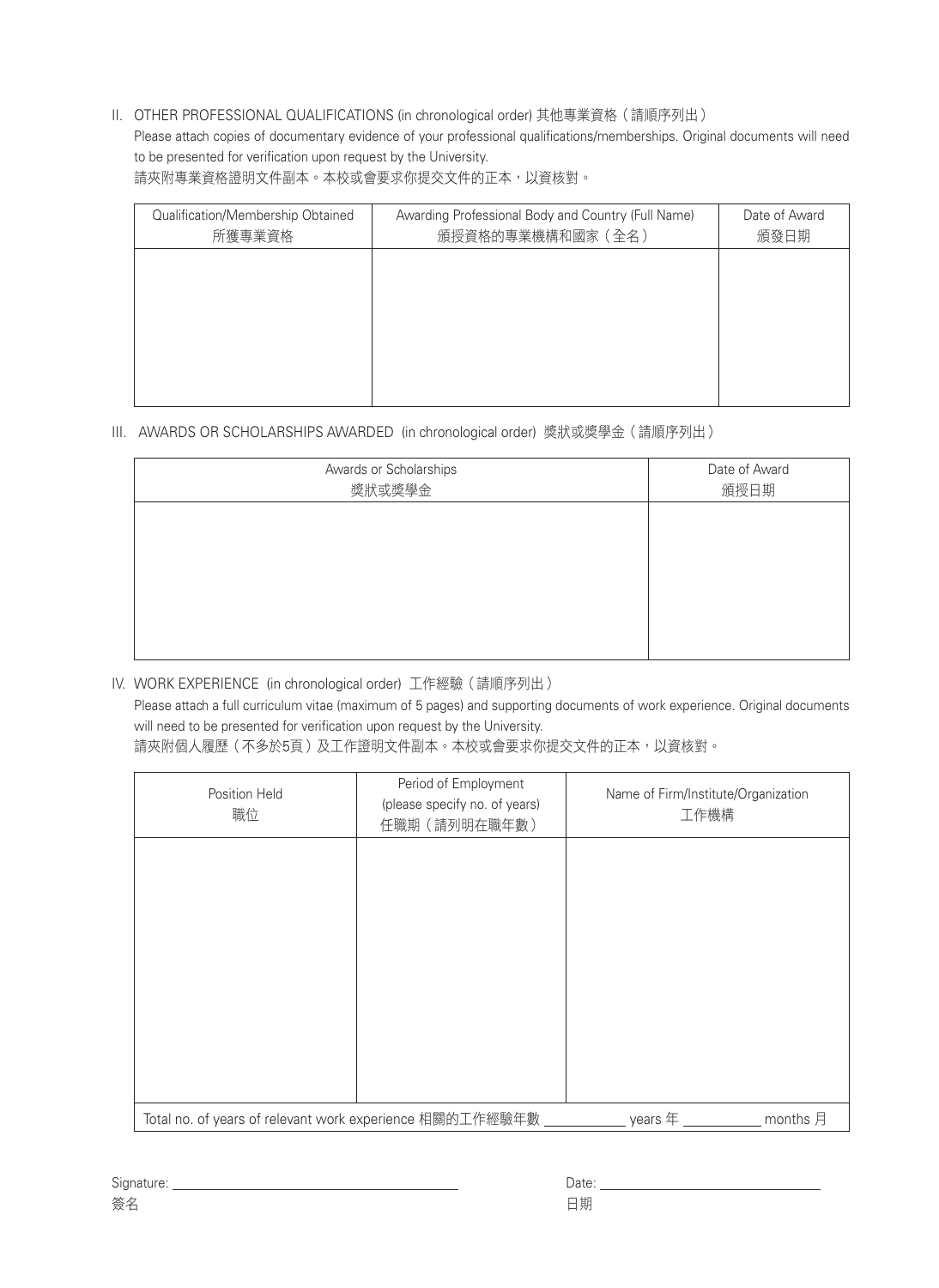## II. OTHER PROFESSIONAL QUALIFICATIONS (in chronological order) 其他專業資格（請順序列出）

Please attach copies of documentary evidence of your professional qualifications/memberships. Original documents will need to be presented for verification upon request by the University.

請夾附專業資格證明文件副本。本校或會要求你提交文件的正本，以資核對。

| Qualification/Membership Obtained 所獲專業資格 | Awarding Professional Body and Country (Full Name) 頒授資格的專業機構和國家（全名） | Date of Award 頒發日期 |
|---|---|---|
| | | |

## III. AWARDS OR SCHOLARSHIPS AWARDED (in chronological order) 獎狀或獎學金（請順序列出）

| Awards or Scholarships 獎狀或獎學金 | Date of Award 頒授日期 |
|---|---|
| | |

## IV. WORK EXPERIENCE (in chronological order) 工作經驗（請順序列出）

Please attach a full curriculum vitae (maximum of 5 pages) and supporting documents of work experience. Original documents will need to be presented for verification upon request by the University.

請夾附個人履歷（不多於5頁）及工作證明文件副本。本校或會要求你提交文件的正本，以資核對。

| Position Held 職位 | Period of Employment (please specify no. of years) 任職期（請列明在職年數） | Name of Firm/Institute/Organization 工作機構 |
|---|---|---|
| | | |
| Total no. of years of relevant work experience 相關的工作經驗年數 ________ years 年 ________ months 月 | | |

Signature: ______________________
簽名

Date: ______________________
日期